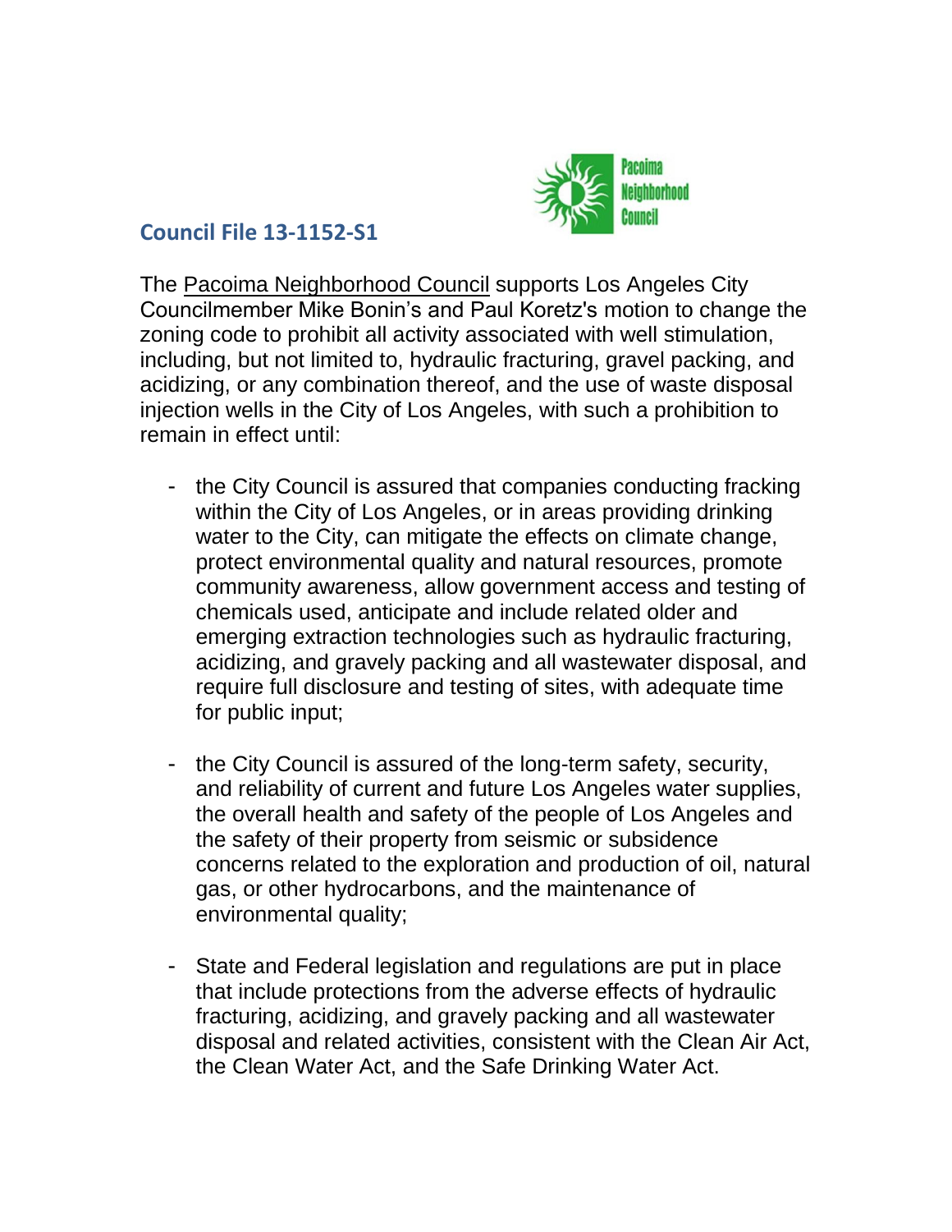Pacoima Neighborhood Council

## Council File 13-1152-S1

The Pacoima Neighborhood Council supports Los Angeles City Councilmember Mike Bonin's and Paul Koretz's motion to change the zoning code to prohibit all activity associated with well stimulation, including, but not limited to, hydraulic fracturing, gravel packing, and acidizing, or any combination thereof, and the use of waste disposal injection wells in the City of Los Angeles, with such a prohibition to remain in effect until:

- the City Council is assured that companies conducting fracking within the City of Los Angeles, or in areas providing drinking water to the City, can mitigate the effects on climate change, protect environmental quality and natural resources, promote community awareness, allow government access and testing of chemicals used, anticipate and include related older and emerging extraction technologies such as hydraulic fracturing, acidizing, and gravely packing and all wastewater disposal, and require full disclosure and testing of sites, with adequate time for public input;

- the City Council is assured of the long-term safety, security, and reliability of current and future Los Angeles water supplies, the overall health and safety of the people of Los Angeles and the safety of their property from seismic or subsidence concerns related to the exploration and production of oil, natural gas, or other hydrocarbons, and the maintenance of environmental quality;

- State and Federal legislation and regulations are put in place that include protections from the adverse effects of hydraulic fracturing, acidizing, and gravely packing and all wastewater disposal and related activities, consistent with the Clean Air Act, the Clean Water Act, and the Safe Drinking Water Act.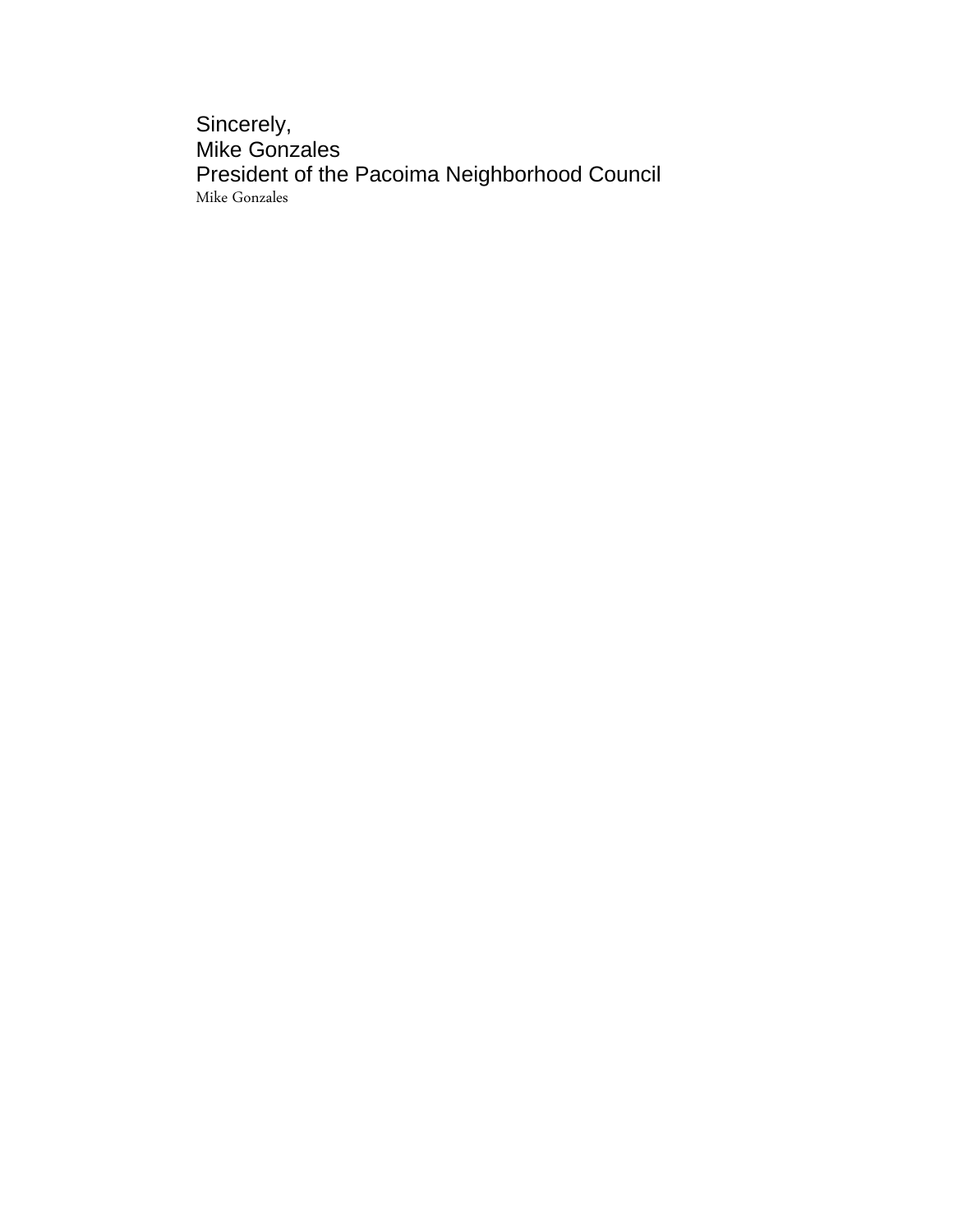Sincerely,
Mike Gonzales
President of the Pacoima Neighborhood Council
Mike Gonzales